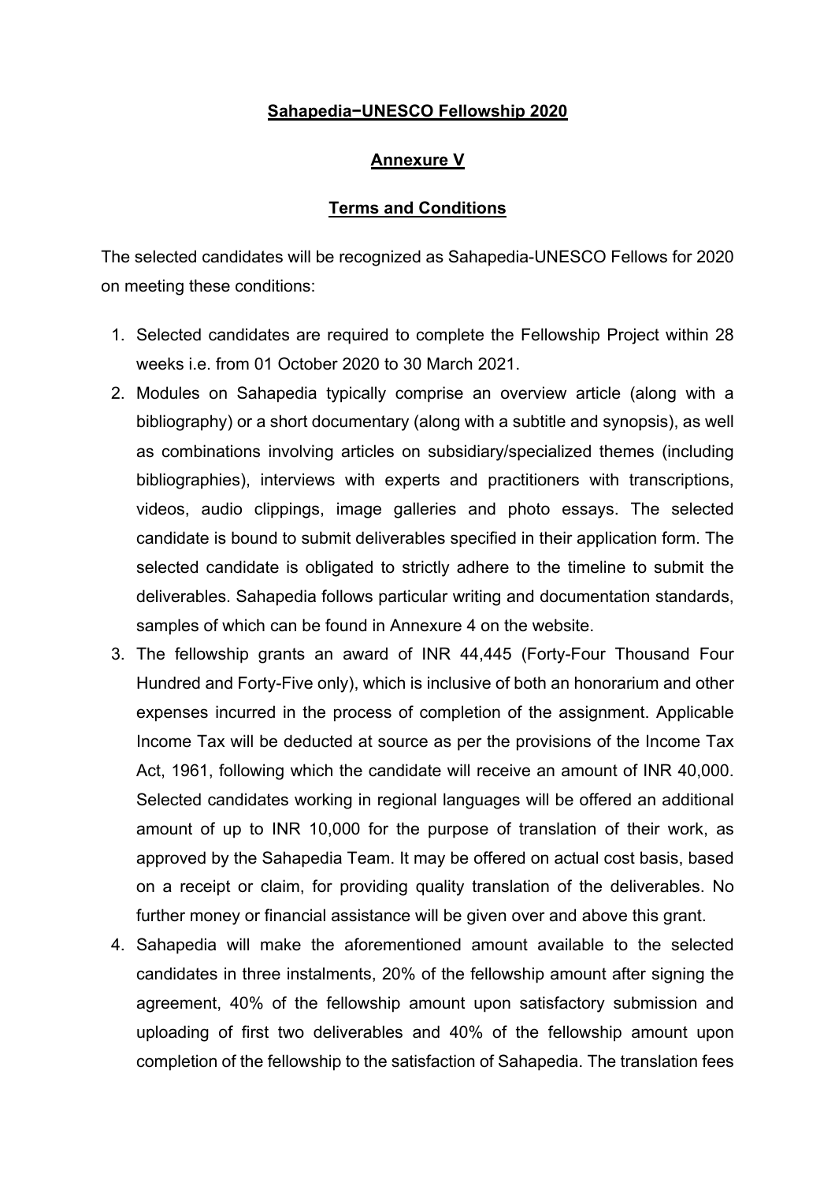**Sahapedia−UNESCO Fellowship 2020**

**Annexure V**

**Terms and Conditions**

The selected candidates will be recognized as Sahapedia-UNESCO Fellows for 2020 on meeting these conditions:

1. Selected candidates are required to complete the Fellowship Project within 28 weeks i.e. from 01 October 2020 to 30 March 2021.
2. Modules on Sahapedia typically comprise an overview article (along with a bibliography) or a short documentary (along with a subtitle and synopsis), as well as combinations involving articles on subsidiary/specialized themes (including bibliographies), interviews with experts and practitioners with transcriptions, videos, audio clippings, image galleries and photo essays. The selected candidate is bound to submit deliverables specified in their application form. The selected candidate is obligated to strictly adhere to the timeline to submit the deliverables. Sahapedia follows particular writing and documentation standards, samples of which can be found in Annexure 4 on the website.
3. The fellowship grants an award of INR 44,445 (Forty-Four Thousand Four Hundred and Forty-Five only), which is inclusive of both an honorarium and other expenses incurred in the process of completion of the assignment. Applicable Income Tax will be deducted at source as per the provisions of the Income Tax Act, 1961, following which the candidate will receive an amount of INR 40,000. Selected candidates working in regional languages will be offered an additional amount of up to INR 10,000 for the purpose of translation of their work, as approved by the Sahapedia Team. It may be offered on actual cost basis, based on a receipt or claim, for providing quality translation of the deliverables. No further money or financial assistance will be given over and above this grant.
4. Sahapedia will make the aforementioned amount available to the selected candidates in three instalments, 20% of the fellowship amount after signing the agreement, 40% of the fellowship amount upon satisfactory submission and uploading of first two deliverables and 40% of the fellowship amount upon completion of the fellowship to the satisfaction of Sahapedia. The translation fees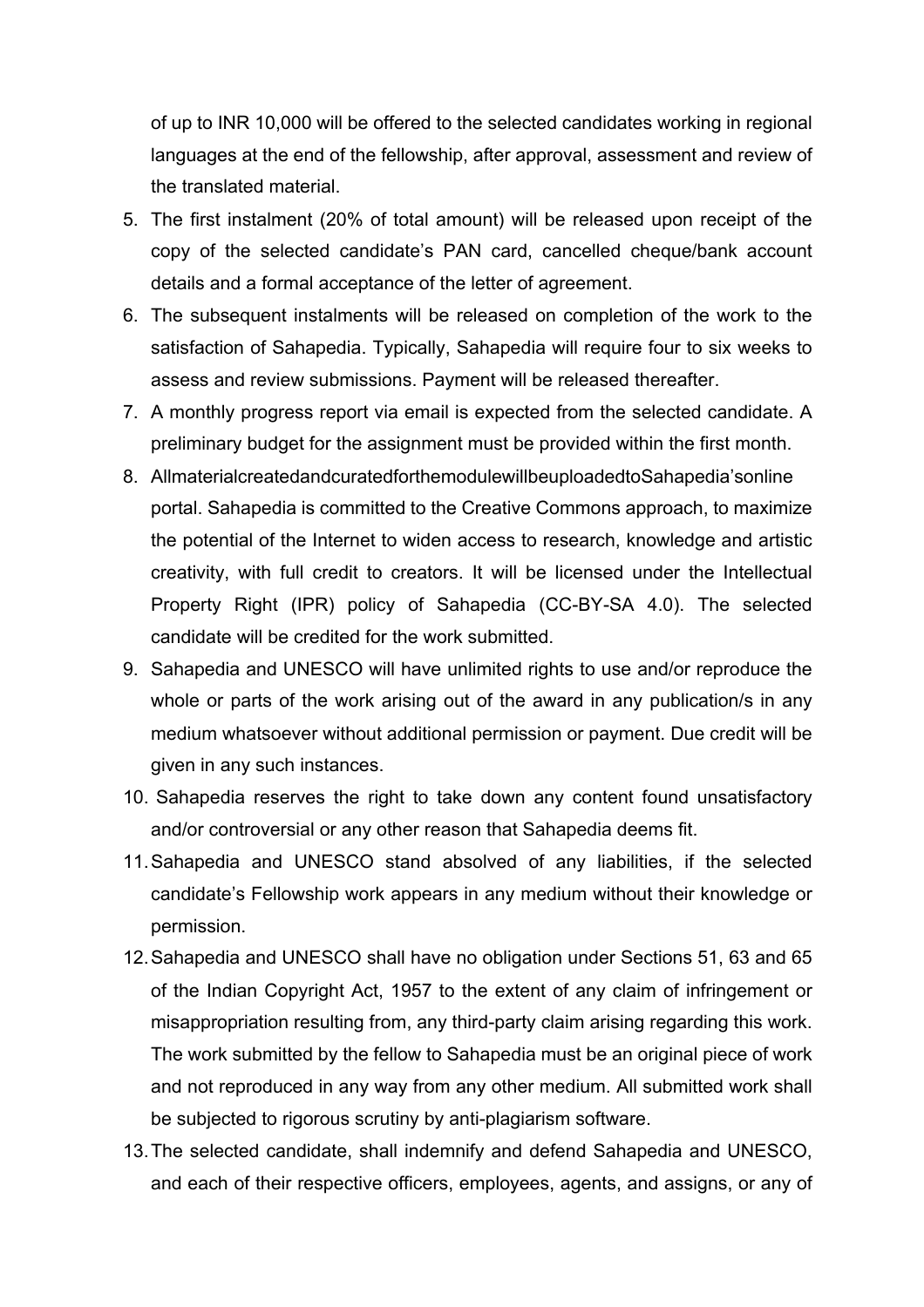of up to INR 10,000 will be offered to the selected candidates working in regional languages at the end of the fellowship, after approval, assessment and review of the translated material.

5. The first instalment (20% of total amount) will be released upon receipt of the copy of the selected candidate's PAN card, cancelled cheque/bank account details and a formal acceptance of the letter of agreement.
6. The subsequent instalments will be released on completion of the work to the satisfaction of Sahapedia. Typically, Sahapedia will require four to six weeks to assess and review submissions. Payment will be released thereafter.
7. A monthly progress report via email is expected from the selected candidate. A preliminary budget for the assignment must be provided within the first month.
8. AllmaterialcreatedandcuratedforthemodulewillbeuploadedtoSahapedia'sonline portal. Sahapedia is committed to the Creative Commons approach, to maximize the potential of the Internet to widen access to research, knowledge and artistic creativity, with full credit to creators. It will be licensed under the Intellectual Property Right (IPR) policy of Sahapedia (CC-BY-SA 4.0). The selected candidate will be credited for the work submitted.
9. Sahapedia and UNESCO will have unlimited rights to use and/or reproduce the whole or parts of the work arising out of the award in any publication/s in any medium whatsoever without additional permission or payment. Due credit will be given in any such instances.
10. Sahapedia reserves the right to take down any content found unsatisfactory and/or controversial or any other reason that Sahapedia deems fit.
11. Sahapedia and UNESCO stand absolved of any liabilities, if the selected candidate's Fellowship work appears in any medium without their knowledge or permission.
12. Sahapedia and UNESCO shall have no obligation under Sections 51, 63 and 65 of the Indian Copyright Act, 1957 to the extent of any claim of infringement or misappropriation resulting from, any third-party claim arising regarding this work. The work submitted by the fellow to Sahapedia must be an original piece of work and not reproduced in any way from any other medium. All submitted work shall be subjected to rigorous scrutiny by anti-plagiarism software.
13. The selected candidate, shall indemnify and defend Sahapedia and UNESCO, and each of their respective officers, employees, agents, and assigns, or any of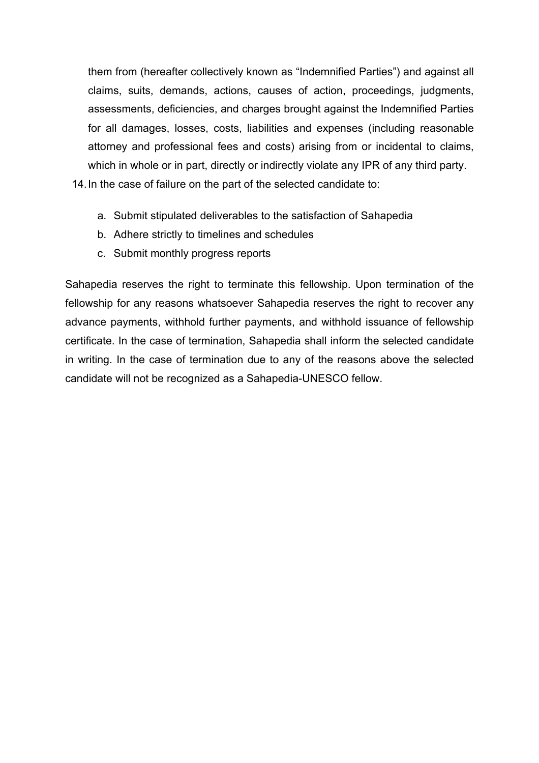them from (hereafter collectively known as "Indemnified Parties") and against all claims, suits, demands, actions, causes of action, proceedings, judgments, assessments, deficiencies, and charges brought against the Indemnified Parties for all damages, losses, costs, liabilities and expenses (including reasonable attorney and professional fees and costs) arising from or incidental to claims, which in whole or in part, directly or indirectly violate any IPR of any third party.

14. In the case of failure on the part of the selected candidate to:

    a. Submit stipulated deliverables to the satisfaction of Sahapedia
    b. Adhere strictly to timelines and schedules
    c. Submit monthly progress reports

Sahapedia reserves the right to terminate this fellowship. Upon termination of the fellowship for any reasons whatsoever Sahapedia reserves the right to recover any advance payments, withhold further payments, and withhold issuance of fellowship certificate. In the case of termination, Sahapedia shall inform the selected candidate in writing. In the case of termination due to any of the reasons above the selected candidate will not be recognized as a Sahapedia-UNESCO fellow.